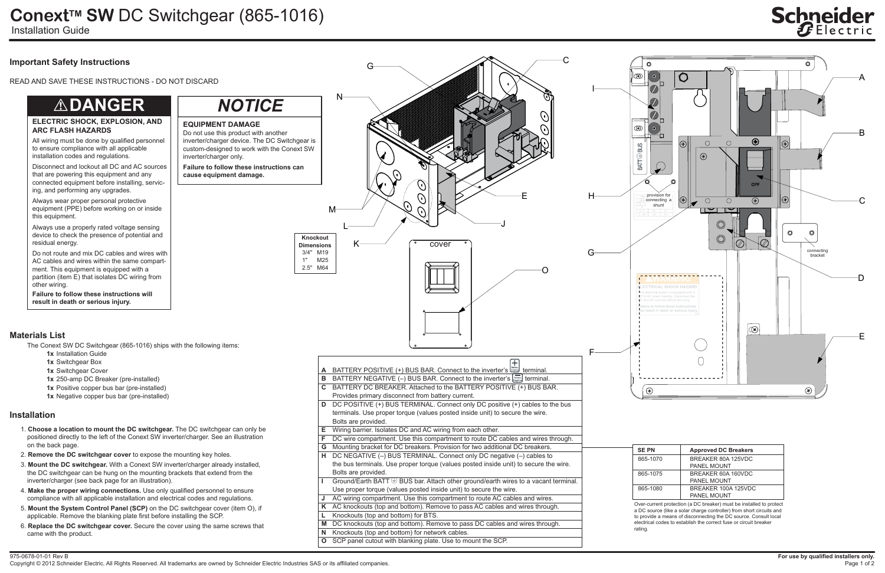# Conext™ SW DC Switchgear (865-1016)

Installation Guide

## Important Safety Instructions

READ AND SAVE THESE INSTRUCTIONS - DO NOT DISCARD

### ⚠DANGER

**ELECTRIC SHOCK, EXPLOSION, AND ARC FLASH HAZARDS**

All wiring must be done by qualified personnel to ensure compliance with all applicable installation codes and regulations.

Disconnect and lockout all DC and AC sources that are powering this equipment and any connected equipment before installing, servicing, and performing any upgrades.

Always wear proper personal protective equipment (PPE) before working on or inside this equipment.

Always use a properly rated voltage sensing device to check the presence of potential and residual energy.

Do not route and mix DC cables and wires with AC cables and wires within the same compartment. This equipment is equipped with a partition (item E) that isolates DC wiring from other wiring.

**Failure to follow these instructions will result in death or serious injury.**

### *NOTICE*

**EQUIPMENT DAMAGE**

Do not use this product with another inverter/charger device. The DC Switchgear is custom-designed to work with the Conext SW inverter/charger only.

**Failure to follow these instructions can cause equipment damage.**

## Materials List

The Conext SW DC Switchgear (865-1016) ships with the following items:

- **1x** Installation Guide
- **1x** Switchgear Box
- **1x** Switchgear Cover
- **1x** 250-amp DC Breaker (pre-installed)
- **1x** Positive copper bus bar (pre-installed)
- **1x** Negative copper bus bar (pre-installed)

## Installation

1. **Choose a location to mount the DC switchgear.** The DC switchgear can only be positioned directly to the left of the Conext SW inverter/charger. See an illustration on the back page.
2. **Remove the DC switchgear cover** to expose the mounting key holes.
3. **Mount the DC switchgear.** With a Conext SW inverter/charger already installed, the DC switchgear can be hung on the mounting brackets that extend from the inverter/charger (see back page for an illustration).
4. **Make the proper wiring connections.** Use only qualified personnel to ensure compliance with all applicable installation and electrical codes and regulations.
5. **Mount the System Control Panel (SCP)** on the DC switchgear cover (item O), if applicable. Remove the blanking plate first before installing the SCP.
6. **Replace the DC switchgear cover.** Secure the cover using the same screws that came with the product.

| Knockout Dimensions | |
|---|---|
| 3/4" | M19 |
| 1" | M25 |
| 2.5" | M64 |

| | |
|---|---|
| **A** | BATTERY POSITIVE (+) BUS BAR. Connect to the inverter's Battery Positive terminal. |
| **B** | BATTERY NEGATIVE (–) BUS BAR. Connect to the inverter's Battery Negative terminal. |
| **C** | BATTERY DC BREAKER. Attached to the BATTERY POSITIVE (+) BUS BAR. Provides primary disconnect from battery current. |
| **D** | DC POSITIVE (+) BUS TERMINAL. Connect only DC positive (+) cables to the bus terminals. Use proper torque (values posted inside unit) to secure the wire. Bolts are provided. |
| **E** | Wiring barrier. Isolates DC and AC wiring from each other. |
| **F** | DC wire compartment. Use this compartment to route DC cables and wires through. |
| **G** | Mounting bracket for DC breakers. Provision for two additional DC breakers. |
| **H** | DC NEGATIVE (–) BUS TERMINAL. Connect only DC negative (–) cables to the bus terminals. Use proper torque (values posted inside unit) to secure the wire. Bolts are provided. |
| **I** | Ground/Earth BATT ⏚ BUS bar. Attach other ground/earth wires to a vacant terminal. Use proper torque (values posted inside unit) to secure the wire. |
| **J** | AC wiring compartment. Use this compartment to route AC cables and wires. |
| **K** | AC knockouts (top and bottom). Remove to pass AC cables and wires through. |
| **L** | Knockouts (top and bottom) for BTS. |
| **M** | DC knockouts (top and bottom). Remove to pass DC cables and wires through. |
| **N** | Knockouts (top and bottom) for network cables. |
| **O** | SCP panel cutout with blanking plate. Use to mount the SCP. |

| SE PN | Approved DC Breakers |
|---|---|
| 865-1070 | BREAKER 80A 125VDC PANEL MOUNT |
| 865-1075 | BREAKER 60A 160VDC PANEL MOUNT |
| 865-1080 | BREAKER 100A 125VDC PANEL MOUNT |

Over-current protection (a DC breaker) must be installed to protect a DC source (like a solar charge controller) from short circuits and to provide a means of disconnecting the DC source. Consult local electrical codes to establish the correct fuse or circuit breaker rating.

975-0678-01-01 Rev B

Copyright © 2012 Schneider Electric. All Rights Reserved. All trademarks are owned by Schneider Electric Industries SAS or its affiliated companies.

**For use by qualified installers only.**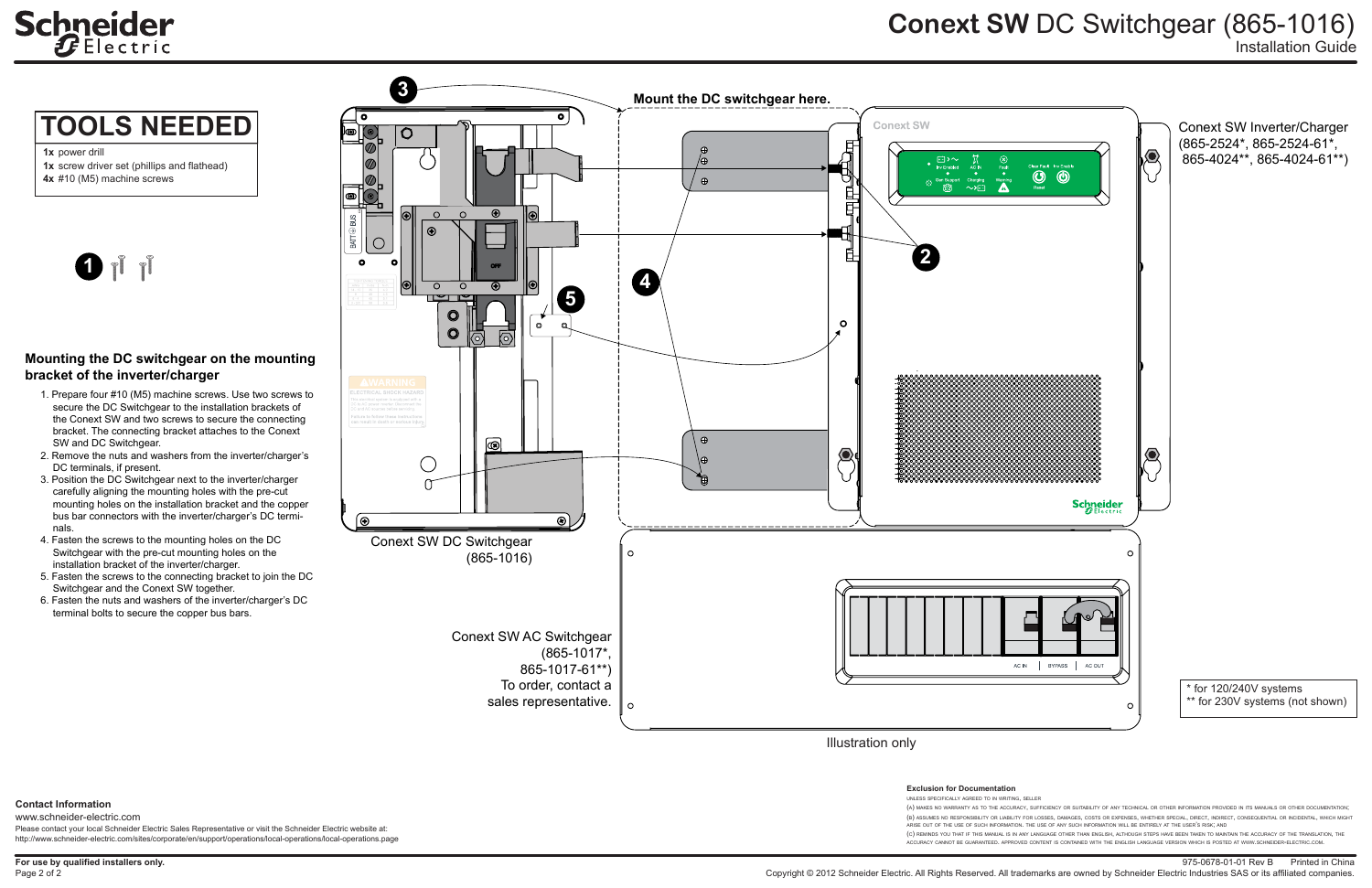# Conext SW DC Switchgear (865-1016)

Installation Guide

## TOOLS NEEDED

**1x** power drill
**1x** screw driver set (phillips and flathead)
**4x** #10 (M5) machine screws

### Mounting the DC switchgear on the mounting bracket of the inverter/charger

1. Prepare four #10 (M5) machine screws. Use two screws to secure the DC Switchgear to the installation brackets of the Conext SW and two screws to secure the connecting bracket. The connecting bracket attaches to the Conext SW and DC Switchgear.
2. Remove the nuts and washers from the inverter/charger's DC terminals, if present.
3. Position the DC Switchgear next to the inverter/charger carefully aligning the mounting holes with the pre-cut mounting holes on the installation bracket and the copper bus bar connectors with the inverter/charger's DC terminals.
4. Fasten the screws to the mounting holes on the DC Switchgear with the pre-cut mounting holes on the installation bracket of the inverter/charger.
5. Fasten the screws to the connecting bracket to join the DC Switchgear and the Conext SW together.
6. Fasten the nuts and washers of the inverter/charger's DC terminal bolts to secure the copper bus bars.

Mount the DC switchgear here.

Conext SW DC Switchgear (865-1016)

Conext SW Inverter/Charger (865-2524*, 865-2524-61*, 865-4024**, 865-4024-61**)

Conext SW AC Switchgear (865-1017*, 865-1017-61**) To order, contact a sales representative.

Illustration only

\* for 120/240V systems
\*\* for 230V systems (not shown)

**Contact Information**
www.schneider-electric.com
Please contact your local Schneider Electric Sales Representative or visit the Schneider Electric website at:
http://www.schneider-electric.com/sites/corporate/en/support/operations/local-operations/local-operations.page

**Exclusion for Documentation**
UNLESS SPECIFICALLY AGREED TO IN WRITING, SELLER
(A) MAKES NO WARRANTY AS TO THE ACCURACY, SUFFICIENCY OR SUITABILITY OF ANY TECHNICAL OR OTHER INFORMATION PROVIDED IN ITS MANUALS OR OTHER DOCUMENTATION;
(B) ASSUMES NO RESPONSIBILITY OR LIABILITY FOR LOSSES, DAMAGES, COSTS OR EXPENSES, WHETHER SPECIAL, DIRECT, INDIRECT, CONSEQUENTIAL OR INCIDENTAL, WHICH MIGHT ARISE OUT OF THE USE OF SUCH INFORMATION. THE USE OF ANY SUCH INFORMATION WILL BE ENTIRELY AT THE USER'S RISK; AND
(C) REMINDS YOU THAT IF THIS MANUAL IS IN ANY LANGUAGE OTHER THAN ENGLISH, ALTHOUGH STEPS HAVE BEEN TAKEN TO MAINTAIN THE ACCURACY OF THE TRANSLATION, THE ACCURACY CANNOT BE GUARANTEED. APPROVED CONTENT IS CONTAINED WITH THE ENGLISH LANGUAGE VERSION WHICH IS POSTED AT WWW.SCHNEIDER-ELECTRIC.COM.

**For use by qualified installers only.**

975-0678-01-01 Rev B Printed in China

Copyright © 2012 Schneider Electric. All Rights Reserved. All trademarks are owned by Schneider Electric Industries SAS or its affiliated companies.